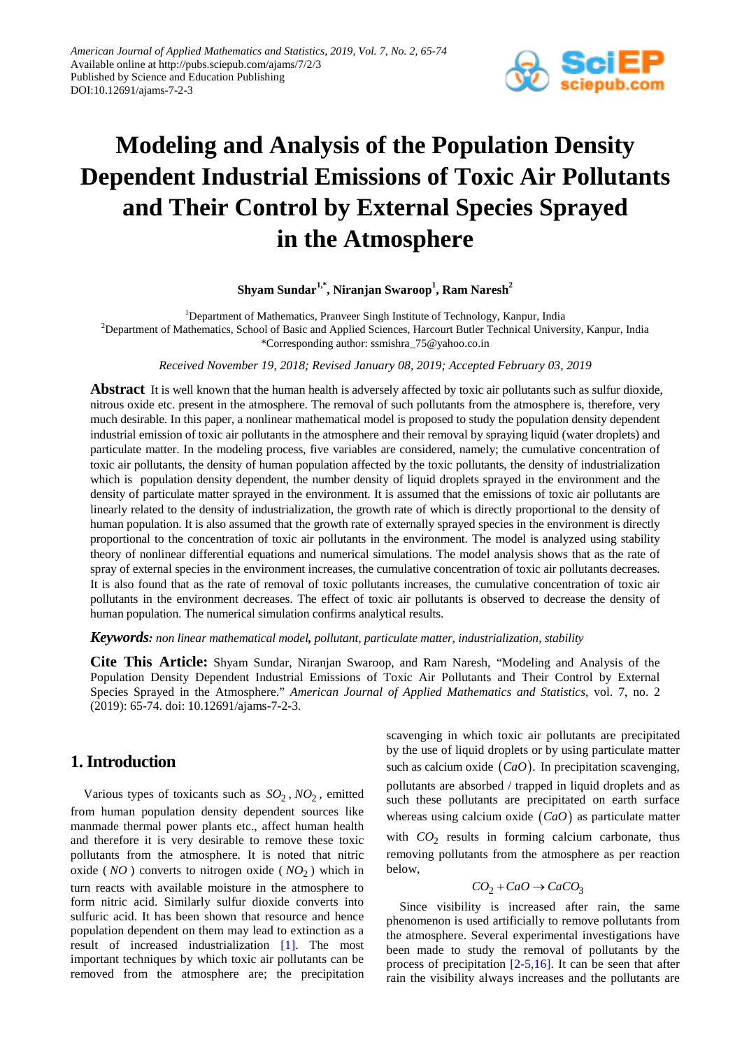# Modeling and Analysis of the Population Density Dependent Industrial Emissions of Toxic Air Pollutants and Their Control by External Species Sprayed in the Atmosphere

**Shyam Sundar[1,*], Niranjan Swaroop[1], Ram Naresh[2]**

[1]Department of Mathematics, Pranveer Singh Institute of Technology, Kanpur, India
[2]Department of Mathematics, School of Basic and Applied Sciences, Harcourt Butler Technical University, Kanpur, India
*Corresponding author: ssmishra_75@yahoo.co.in

*Received November 19, 2018; Revised January 08, 2019; Accepted February 03, 2019*

**Abstract** It is well known that the human health is adversely affected by toxic air pollutants such as sulfur dioxide, nitrous oxide etc. present in the atmosphere. The removal of such pollutants from the atmosphere is, therefore, very much desirable. In this paper, a nonlinear mathematical model is proposed to study the population density dependent industrial emission of toxic air pollutants in the atmosphere and their removal by spraying liquid (water droplets) and particulate matter. In the modeling process, five variables are considered, namely; the cumulative concentration of toxic air pollutants, the density of human population affected by the toxic pollutants, the density of industrialization which is population density dependent, the number density of liquid droplets sprayed in the environment and the density of particulate matter sprayed in the environment. It is assumed that the emissions of toxic air pollutants are linearly related to the density of industrialization, the growth rate of which is directly proportional to the density of human population. It is also assumed that the growth rate of externally sprayed species in the environment is directly proportional to the concentration of toxic air pollutants in the environment. The model is analyzed using stability theory of nonlinear differential equations and numerical simulations. The model analysis shows that as the rate of spray of external species in the environment increases, the cumulative concentration of toxic air pollutants decreases. It is also found that as the rate of removal of toxic pollutants increases, the cumulative concentration of toxic air pollutants in the environment decreases. The effect of toxic air pollutants is observed to decrease the density of human population. The numerical simulation confirms analytical results.

***Keywords:*** *non linear mathematical model, pollutant, particulate matter, industrialization, stability*

**Cite This Article:** Shyam Sundar, Niranjan Swaroop, and Ram Naresh, "Modeling and Analysis of the Population Density Dependent Industrial Emissions of Toxic Air Pollutants and Their Control by External Species Sprayed in the Atmosphere." *American Journal of Applied Mathematics and Statistics*, vol. 7, no. 2 (2019): 65-74. doi: 10.12691/ajams-7-2-3.

## 1. Introduction

Various types of toxicants such as $SO_2$, $NO_2$, emitted from human population density dependent sources like manmade thermal power plants etc., affect human health and therefore it is very desirable to remove these toxic pollutants from the atmosphere. It is noted that nitric oxide ($NO$) converts to nitrogen oxide ($NO_2$) which in turn reacts with available moisture in the atmosphere to form nitric acid. Similarly sulfur dioxide converts into sulfuric acid. It has been shown that resource and hence population dependent on them may lead to extinction as a result of increased industrialization [1]. The most important techniques by which toxic air pollutants can be removed from the atmosphere are; the precipitation scavenging in which toxic air pollutants are precipitated by the use of liquid droplets or by using particulate matter such as calcium oxide $(CaO)$. In precipitation scavenging, pollutants are absorbed / trapped in liquid droplets and as such these pollutants are precipitated on earth surface whereas using calcium oxide $(CaO)$ as particulate matter with $CO_2$ results in forming calcium carbonate, thus removing pollutants from the atmosphere as per reaction below,

$$CO_2 + CaO \rightarrow CaCO_3$$

Since visibility is increased after rain, the same phenomenon is used artificially to remove pollutants from the atmosphere. Several experimental investigations have been made to study the removal of pollutants by the process of precipitation [2-5,16]. It can be seen that after rain the visibility always increases and the pollutants are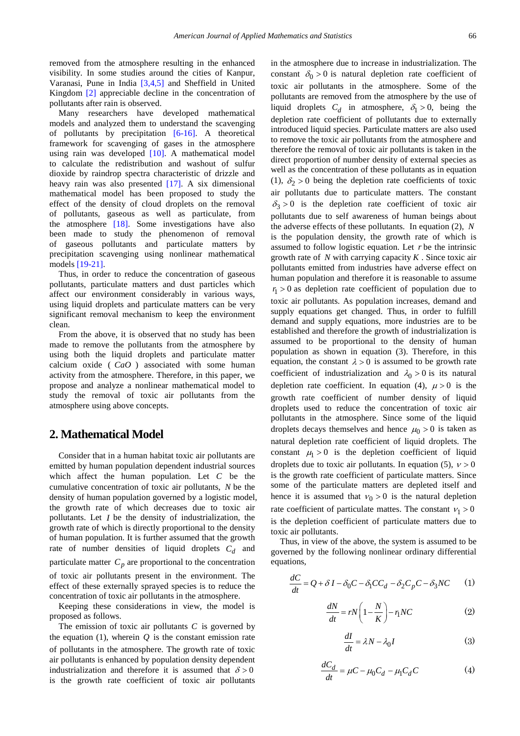removed from the atmosphere resulting in the enhanced visibility. In some studies around the cities of Kanpur, Varanasi, Pune in India [3,4,5] and Sheffield in United Kingdom [2] appreciable decline in the concentration of pollutants after rain is observed.

Many researchers have developed mathematical models and analyzed them to understand the scavenging of pollutants by precipitation [6-16]. A theoretical framework for scavenging of gases in the atmosphere using rain was developed [10]. A mathematical model to calculate the redistribution and washout of sulfur dioxide by raindrop spectra characteristic of drizzle and heavy rain was also presented [17]. A six dimensional mathematical model has been proposed to study the effect of the density of cloud droplets on the removal of pollutants, gaseous as well as particulate, from the atmosphere [18]. Some investigations have also been made to study the phenomenon of removal of gaseous pollutants and particulate matters by precipitation scavenging using nonlinear mathematical models [19-21].

Thus, in order to reduce the concentration of gaseous pollutants, particulate matters and dust particles which affect our environment considerably in various ways, using liquid droplets and particulate matters can be very significant removal mechanism to keep the environment clean.

From the above, it is observed that no study has been made to remove the pollutants from the atmosphere by using both the liquid droplets and particulate matter calcium oxide ( $CaO$ ) associated with some human activity from the atmosphere. Therefore, in this paper, we propose and analyze a nonlinear mathematical model to study the removal of toxic air pollutants from the atmosphere using above concepts.

## 2. Mathematical Model

Consider that in a human habitat toxic air pollutants are emitted by human population dependent industrial sources which affect the human population. Let $C$ be the cumulative concentration of toxic air pollutants, $N$ be the density of human population governed by a logistic model, the growth rate of which decreases due to toxic air pollutants. Let $I$ be the density of industrialization, the growth rate of which is directly proportional to the density of human population. It is further assumed that the growth rate of number densities of liquid droplets $C_d$ and particulate matter $C_p$ are proportional to the concentration of toxic air pollutants present in the environment. The effect of these externally sprayed species is to reduce the concentration of toxic air pollutants in the atmosphere.

Keeping these considerations in view, the model is proposed as follows.

The emission of toxic air pollutants $C$ is governed by the equation (1), wherein $Q$ is the constant emission rate of pollutants in the atmosphere. The growth rate of toxic air pollutants is enhanced by population density dependent industrialization and therefore it is assumed that $\delta > 0$ is the growth rate coefficient of toxic air pollutants in the atmosphere due to increase in industrialization. The constant $\delta_0 > 0$ is natural depletion rate coefficient of toxic air pollutants in the atmosphere. Some of the pollutants are removed from the atmosphere by the use of liquid droplets $C_d$ in atmosphere, $\delta_1 > 0$, being the depletion rate coefficient of pollutants due to externally introduced liquid species. Particulate matters are also used to remove the toxic air pollutants from the atmosphere and therefore the removal of toxic air pollutants is taken in the direct proportion of number density of external species as well as the concentration of these pollutants as in equation (1), $\delta_2 > 0$ being the depletion rate coefficients of toxic air pollutants due to particulate matters. The constant $\delta_3 > 0$ is the depletion rate coefficient of toxic air pollutants due to self awareness of human beings about the adverse effects of these pollutants. In equation (2), $N$ is the population density, the growth rate of which is assumed to follow logistic equation. Let $r$ be the intrinsic growth rate of $N$ with carrying capacity $K$. Since toxic air pollutants emitted from industries have adverse effect on human population and therefore it is reasonable to assume $r_1 > 0$ as depletion rate coefficient of population due to toxic air pollutants. As population increases, demand and supply equations get changed. Thus, in order to fulfill demand and supply equations, more industries are to be established and therefore the growth of industrialization is assumed to be proportional to the density of human population as shown in equation (3). Therefore, in this equation, the constant $\lambda > 0$ is assumed to be growth rate coefficient of industrialization and $\lambda_0 > 0$ is its natural depletion rate coefficient. In equation (4), $\mu > 0$ is the growth rate coefficient of number density of liquid droplets used to reduce the concentration of toxic air pollutants in the atmosphere. Since some of the liquid droplets decays themselves and hence $\mu_0 > 0$ is taken as natural depletion rate coefficient of liquid droplets. The constant $\mu_1 > 0$ is the depletion coefficient of liquid droplets due to toxic air pollutants. In equation (5), $\nu > 0$ is the growth rate coefficient of particulate matters. Since some of the particulate matters are depleted itself and hence it is assumed that $\nu_0 > 0$ is the natural depletion rate coefficient of particulate mattes. The constant $\nu_1 > 0$ is the depletion coefficient of particulate matters due to toxic air pollutants.

Thus, in view of the above, the system is assumed to be governed by the following nonlinear ordinary differential equations,

$$\frac{dC}{dt} = Q + \delta I - \delta_0 C - \delta_1 C C_d - \delta_2 C_p C - \delta_3 NC \qquad (1)$$

$$\frac{dN}{dt} = rN\left(1 - \frac{N}{K}\right) - r_1 NC \qquad (2)$$

$$\frac{dI}{dt} = \lambda N - \lambda_0 I \qquad (3)$$

$$\frac{dC_d}{dt} = \mu C - \mu_0 C_d - \mu_1 C_d C \qquad (4)$$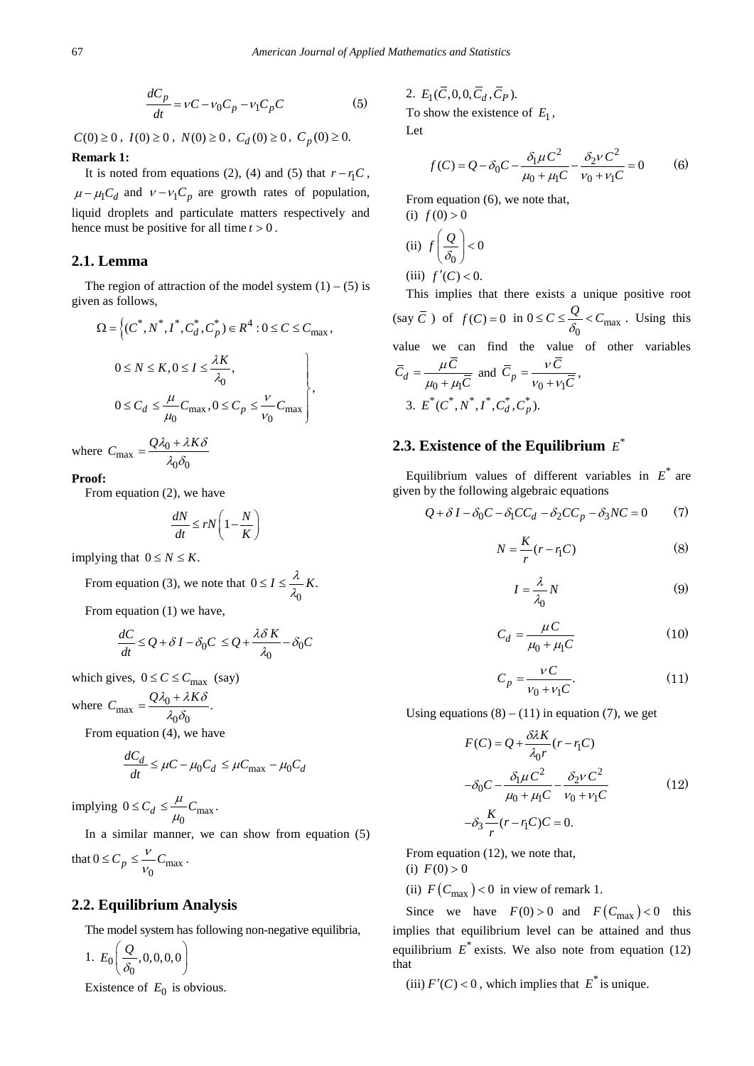$$\frac{dC_p}{dt} = \nu C - \nu_0 C_p - \nu_1 C_p C \tag{5}$$

$C(0) \geq 0$, $I(0) \geq 0$, $N(0) \geq 0$, $C_d(0) \geq 0$, $C_p(0) \geq 0$.

**Remark 1:**

It is noted from equations (2), (4) and (5) that $r - r_1 C$, $\mu - \mu_1 C_d$ and $\nu - \nu_1 C_p$ are growth rates of population, liquid droplets and particulate matters respectively and hence must be positive for all time $t > 0$.

## 2.1. Lemma

The region of attraction of the model system (1) – (5) is given as follows,

$$\Omega = \left\{ (C^*, N^*, I^*, C_d^*, C_p^*) \in R^4 : 0 \leq C \leq C_{\max}, \right.$$
$$\left. \begin{array}{l} 0 \leq N \leq K, 0 \leq I \leq \dfrac{\lambda K}{\lambda_0}, \\ 0 \leq C_d \leq \dfrac{\mu}{\mu_0} C_{\max}, 0 \leq C_p \leq \dfrac{\nu}{\nu_0} C_{\max} \end{array} \right\},$$

where $C_{\max} = \dfrac{Q\lambda_0 + \lambda K \delta}{\lambda_0 \delta_0}$

**Proof:**

From equation (2), we have

$$\frac{dN}{dt} \leq rN\left(1 - \frac{N}{K}\right)$$

implying that $0 \leq N \leq K$.

From equation (3), we note that $0 \leq I \leq \dfrac{\lambda}{\lambda_0} K$.

From equation (1) we have,

$$\frac{dC}{dt} \leq Q + \delta I - \delta_0 C \leq Q + \frac{\lambda \delta K}{\lambda_0} - \delta_0 C$$

which gives, $0 \leq C \leq C_{\max}$ (say)

where $C_{\max} = \dfrac{Q\lambda_0 + \lambda K \delta}{\lambda_0 \delta_0}$.

From equation (4), we have

$$\frac{dC_d}{dt} \leq \mu C - \mu_0 C_d \leq \mu C_{\max} - \mu_0 C_d$$

implying $0 \leq C_d \leq \dfrac{\mu}{\mu_0} C_{\max}$.

In a similar manner, we can show from equation (5) that $0 \leq C_p \leq \dfrac{\nu}{\nu_0} C_{\max}$.

## 2.2. Equilibrium Analysis

The model system has following non-negative equilibria,

1. $E_0\left(\dfrac{Q}{\delta_0}, 0, 0, 0, 0\right)$

Existence of $E_0$ is obvious.

2. $E_1(\bar{C}, 0, 0, \bar{C}_d, \bar{C}_P)$.

To show the existence of $E_1$,

Let

$$f(C) = Q - \delta_0 C - \frac{\delta_1 \mu C^2}{\mu_0 + \mu_1 C} - \frac{\delta_2 \nu C^2}{\nu_0 + \nu_1 C} = 0 \tag{6}$$

From equation (6), we note that,

(i) $f(0) > 0$

(ii) $f\left(\dfrac{Q}{\delta_0}\right) < 0$

(iii) $f'(C) < 0$.

This implies that there exists a unique positive root (say $\bar{C}$) of $f(C) = 0$ in $0 \leq C \leq \dfrac{Q}{\delta_0} < C_{\max}$. Using this value we can find the value of other variables $\bar{C}_d = \dfrac{\mu \bar{C}}{\mu_0 + \mu_1 \bar{C}}$ and $\bar{C}_p = \dfrac{\nu \bar{C}}{\nu_0 + \nu_1 \bar{C}}$,

3. $E^*(C^*, N^*, I^*, C_d^*, C_p^*)$.

## 2.3. Existence of the Equilibrium $E^*$

Equilibrium values of different variables in $E^*$ are given by the following algebraic equations

$$Q + \delta I - \delta_0 C - \delta_1 C C_d - \delta_2 C C_p - \delta_3 N C = 0 \tag{7}$$

$$N = \frac{K}{r}(r - r_1 C) \tag{8}$$

$$I = \frac{\lambda}{\lambda_0} N \tag{9}$$

$$C_d = \frac{\mu C}{\mu_0 + \mu_1 C} \tag{10}$$

$$C_p = \frac{\nu C}{\nu_0 + \nu_1 C}. \tag{11}$$

Using equations (8) – (11) in equation (7), we get

$$\begin{aligned} F(C) &= Q + \frac{\delta \lambda K}{\lambda_0 r}(r - r_1 C) \\ &- \delta_0 C - \frac{\delta_1 \mu C^2}{\mu_0 + \mu_1 C} - \frac{\delta_2 \nu C^2}{\nu_0 + \nu_1 C} \\ &- \delta_3 \frac{K}{r}(r - r_1 C) C = 0. \end{aligned} \tag{12}$$

From equation (12), we note that,

(i) $F(0) > 0$

(ii) $F(C_{\max}) < 0$ in view of remark 1.

Since we have $F(0) > 0$ and $F(C_{\max}) < 0$ this implies that equilibrium level can be attained and thus equilibrium $E^*$ exists. We also note from equation (12) that

(iii) $F'(C) < 0$, which implies that $E^*$ is unique.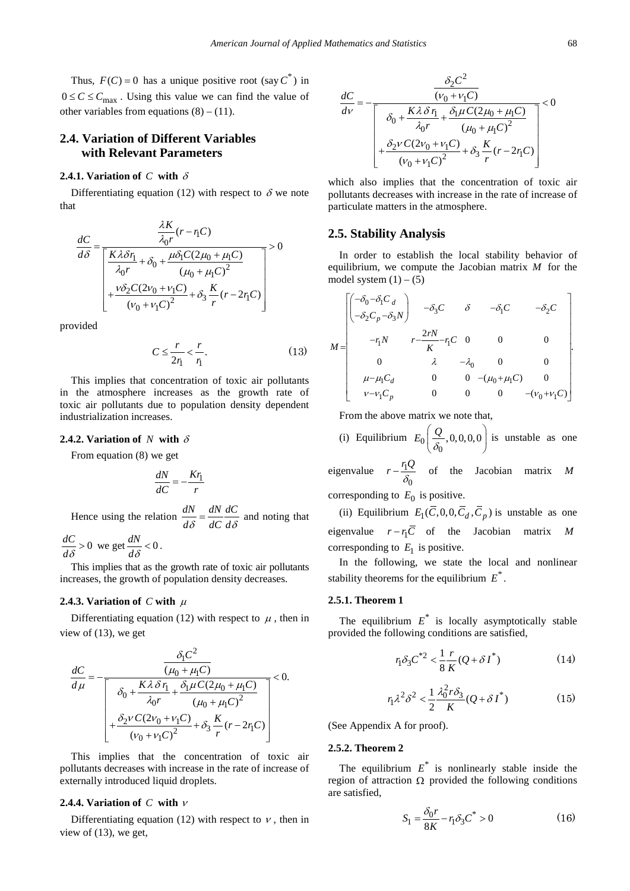Thus, $F(C) = 0$ has a unique positive root (say $C^*$) in $0 \le C \le C_{\max}$. Using this value we can find the value of other variables from equations (8) – (11).

## 2.4. Variation of Different Variables with Relevant Parameters

### 2.4.1. Variation of $C$ with $\delta$

Differentiating equation (12) with respect to $\delta$ we note that

$$\frac{dC}{d\delta} = \frac{\dfrac{\lambda K}{\lambda_0 r}(r - r_1 C)}{\left[\begin{array}{c}\dfrac{K\lambda\delta r_1}{\lambda_0 r} + \delta_0 + \dfrac{\mu\delta_1 C(2\mu_0 + \mu_1 C)}{(\mu_0 + \mu_1 C)^2} \\ + \dfrac{\nu\delta_2 C(2\nu_0 + \nu_1 C)}{(\nu_0 + \nu_1 C)^2} + \delta_3 \dfrac{K}{r}(r - 2r_1 C)\end{array}\right]} > 0$$

provided

$$C \le \frac{r}{2r_1} < \frac{r}{r_1}. \tag{13}$$

This implies that concentration of toxic air pollutants in the atmosphere increases as the growth rate of toxic air pollutants due to population density dependent industrialization increases.

### 2.4.2. Variation of $N$ with $\delta$

From equation (8) we get

$$\frac{dN}{dC} = -\frac{Kr_1}{r}$$

Hence using the relation $\dfrac{dN}{d\delta} = \dfrac{dN}{dC}\dfrac{dC}{d\delta}$ and noting that $\dfrac{dC}{d\delta} > 0$ we get $\dfrac{dN}{d\delta} < 0$.

This implies that as the growth rate of toxic air pollutants increases, the growth of population density decreases.

### 2.4.3. Variation of $C$ with $\mu$

Differentiating equation (12) with respect to $\mu$, then in view of (13), we get

$$\frac{dC}{d\mu} = -\frac{\dfrac{\delta_1 C^2}{(\mu_0 + \mu_1 C)}}{\left[\begin{array}{c}\delta_0 + \dfrac{K\lambda\delta r_1}{\lambda_0 r} + \dfrac{\delta_1\mu C(2\mu_0 + \mu_1 C)}{(\mu_0 + \mu_1 C)^2} \\ + \dfrac{\delta_2\nu C(2\nu_0 + \nu_1 C)}{(\nu_0 + \nu_1 C)^2} + \delta_3 \dfrac{K}{r}(r - 2r_1 C)\end{array}\right]} < 0.$$

This implies that the concentration of toxic air pollutants decreases with increase in the rate of increase of externally introduced liquid droplets.

### 2.4.4. Variation of $C$ with $\nu$

Differentiating equation (12) with respect to $\nu$, then in view of (13), we get,

$$\frac{dC}{d\nu} = -\frac{\dfrac{\delta_2 C^2}{(\nu_0 + \nu_1 C)}}{\left[\begin{array}{c}\delta_0 + \dfrac{K\lambda\delta r_1}{\lambda_0 r} + \dfrac{\delta_1\mu C(2\mu_0 + \mu_1 C)}{(\mu_0 + \mu_1 C)^2} \\ + \dfrac{\delta_2\nu C(2\nu_0 + \nu_1 C)}{(\nu_0 + \nu_1 C)^2} + \delta_3 \dfrac{K}{r}(r - 2r_1 C)\end{array}\right]} < 0$$

which also implies that the concentration of toxic air pollutants decreases with increase in the rate of increase of particulate matters in the atmosphere.

## 2.5. Stability Analysis

In order to establish the local stability behavior of equilibrium, we compute the Jacobian matrix $M$ for the model system (1) – (5)

$$M = \begin{bmatrix} \begin{pmatrix} -\delta_0 - \delta_1 C_d \\ -\delta_2 C_p - \delta_3 N \end{pmatrix} & -\delta_3 C & \delta & -\delta_1 C & -\delta_2 C \\ -r_1 N & r - \dfrac{2rN}{K} - r_1 C & 0 & 0 & 0 \\ 0 & \lambda & -\lambda_0 & 0 & 0 \\ \mu - \mu_1 C_d & 0 & 0 & -(\mu_0 + \mu_1 C) & 0 \\ \nu - \nu_1 C_p & 0 & 0 & 0 & -(\nu_0 + \nu_1 C) \end{bmatrix}.$$

From the above matrix we note that,

(i) Equilibrium $E_0\left(\dfrac{Q}{\delta_0}, 0, 0, 0, 0\right)$ is unstable as one eigenvalue $r - \dfrac{r_1 Q}{\delta_0}$ of the Jacobian matrix $M$ corresponding to $E_0$ is positive.

(ii) Equilibrium $E_1(\bar{C}, 0, 0, \bar{C}_d, \bar{C}_p)$ is unstable as one eigenvalue $r - r_1\bar{C}$ of the Jacobian matrix $M$ corresponding to $E_1$ is positive.

In the following, we state the local and nonlinear stability theorems for the equilibrium $E^*$.

### 2.5.1. Theorem 1

The equilibrium $E^*$ is locally asymptotically stable provided the following conditions are satisfied,

$$r_1\delta_3 C^{*2} < \frac{1}{8}\frac{r}{K}(Q + \delta I^*) \tag{14}$$

$$r_1\lambda^2\delta^2 < \frac{1}{2}\frac{\lambda_0^2 r\delta_3}{K}(Q + \delta I^*) \tag{15}$$

(See Appendix A for proof).

### 2.5.2. Theorem 2

The equilibrium $E^*$ is nonlinearly stable inside the region of attraction $\Omega$ provided the following conditions are satisfied,

$$S_1 = \frac{\delta_0 r}{8K} - r_1\delta_3 C^* > 0 \tag{16}$$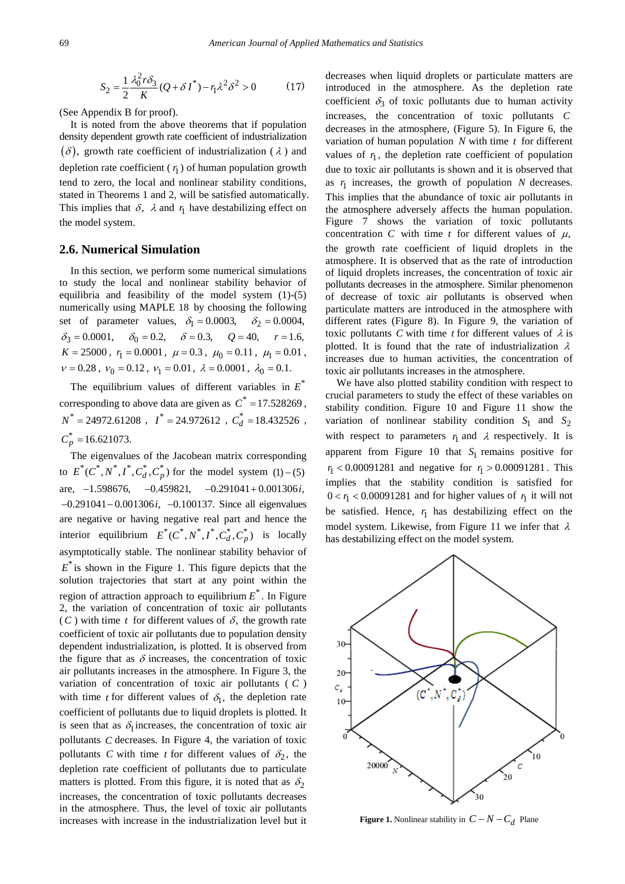$$S_2 = \frac{1}{2}\frac{\lambda_0^2 r \delta_3}{K}(Q + \delta I^*) - r_1 \lambda^2 \delta^2 > 0 \qquad (17)$$

(See Appendix B for proof).

It is noted from the above theorems that if population density dependent growth rate coefficient of industrialization $(\delta)$, growth rate coefficient of industrialization ($\lambda$) and depletion rate coefficient ($r_1$) of human population growth tend to zero, the local and nonlinear stability conditions, stated in Theorems 1 and 2, will be satisfied automatically. This implies that $\delta$, $\lambda$ and $r_1$ have destabilizing effect on the model system.

## 2.6. Numerical Simulation

In this section, we perform some numerical simulations to study the local and nonlinear stability behavior of equilibria and feasibility of the model system (1)-(5) numerically using MAPLE 18 by choosing the following set of parameter values, $\delta_1 = 0.0003$, $\delta_2 = 0.0004$, $\delta_3 = 0.0001$, $\delta_0 = 0.2$, $\delta = 0.3$, $Q = 40$, $r = 1.6$, $K = 25000$, $r_1 = 0.0001$, $\mu = 0.3$, $\mu_0 = 0.11$, $\mu_1 = 0.01$, $\nu = 0.28$, $\nu_0 = 0.12$, $\nu_1 = 0.01$, $\lambda = 0.0001$, $\lambda_0 = 0.1$.

The equilibrium values of different variables in $E^*$ corresponding to above data are given as $C^* = 17.528269$, $N^* = 24972.61208$, $I^* = 24.972612$, $C_d^* = 18.432526$, $C_p^* = 16.621073$.

The eigenvalues of the Jacobean matrix corresponding to $E^*(C^*, N^*, I^*, C_d^*, C_p^*)$ for the model system (1)−(5) are, −1.598676, −0.459821, −0.291041+0.001306$i$, −0.291041−0.001306$i$, −0.100137. Since all eigenvalues are negative or having negative real part and hence the interior equilibrium $E^*(C^*, N^*, I^*, C_d^*, C_p^*)$ is locally asymptotically stable. The nonlinear stability behavior of $E^*$ is shown in the Figure 1. This figure depicts that the solution trajectories that start at any point within the region of attraction approach to equilibrium $E^*$. In Figure 2, the variation of concentration of toxic air pollutants ($C$) with time $t$ for different values of $\delta$, the growth rate coefficient of toxic air pollutants due to population density dependent industrialization, is plotted. It is observed from the figure that as $\delta$ increases, the concentration of toxic air pollutants increases in the atmosphere. In Figure 3, the variation of concentration of toxic air pollutants ($C$) with time $t$ for different values of $\delta_1$, the depletion rate coefficient of pollutants due to liquid droplets is plotted. It is seen that as $\delta_1$ increases, the concentration of toxic air pollutants $C$ decreases. In Figure 4, the variation of toxic pollutants $C$ with time $t$ for different values of $\delta_2$, the depletion rate coefficient of pollutants due to particulate matters is plotted. From this figure, it is noted that as $\delta_2$ increases, the concentration of toxic pollutants decreases in the atmosphere. Thus, the level of toxic air pollutants increases with increase in the industrialization level but it decreases when liquid droplets or particulate matters are introduced in the atmosphere. As the depletion rate coefficient $\delta_3$ of toxic pollutants due to human activity increases, the concentration of toxic pollutants $C$ decreases in the atmosphere, (Figure 5). In Figure 6, the variation of human population $N$ with time $t$ for different values of $r_1$, the depletion rate coefficient of population due to toxic air pollutants is shown and it is observed that as $r_1$ increases, the growth of population $N$ decreases. This implies that the abundance of toxic air pollutants in the atmosphere adversely affects the human population. Figure 7 shows the variation of toxic pollutants concentration $C$ with time $t$ for different values of $\mu$, the growth rate coefficient of liquid droplets in the atmosphere. It is observed that as the rate of introduction of liquid droplets increases, the concentration of toxic air pollutants decreases in the atmosphere. Similar phenomenon of decrease of toxic air pollutants is observed when particulate matters are introduced in the atmosphere with different rates (Figure 8). In Figure 9, the variation of toxic pollutants $C$ with time $t$ for different values of $\lambda$ is plotted. It is found that the rate of industrialization $\lambda$ increases due to human activities, the concentration of toxic air pollutants increases in the atmosphere.

We have also plotted stability condition with respect to crucial parameters to study the effect of these variables on stability condition. Figure 10 and Figure 11 show the variation of nonlinear stability condition $S_1$ and $S_2$ with respect to parameters $r_1$ and $\lambda$ respectively. It is apparent from Figure 10 that $S_1$ remains positive for $r_1 < 0.00091281$ and negative for $r_1 > 0.00091281$. This implies that the stability condition is satisfied for $0 < r_1 < 0.00091281$ and for higher values of $r_1$ it will not be satisfied. Hence, $r_1$ has destabilizing effect on the model system. Likewise, from Figure 11 we infer that $\lambda$ has destabilizing effect on the model system.

**Figure 1.** Nonlinear stability in $C - N - C_d$ Plane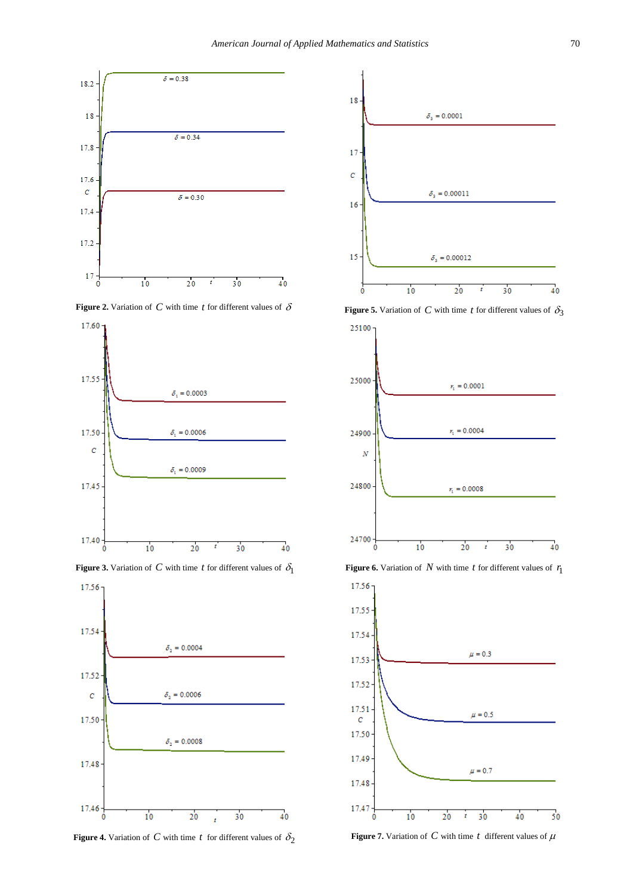**Figure 2.** Variation of $C$ with time $t$ for different values of $\delta$

**Figure 5.** Variation of $C$ with time $t$ for different values of $\delta_3$

**Figure 3.** Variation of $C$ with time $t$ for different values of $\delta_1$

**Figure 6.** Variation of $N$ with time $t$ for different values of $r_1$

**Figure 4.** Variation of $C$ with time $t$ for different values of $\delta_2$

**Figure 7.** Variation of $C$ with time $t$ different values of $\mu$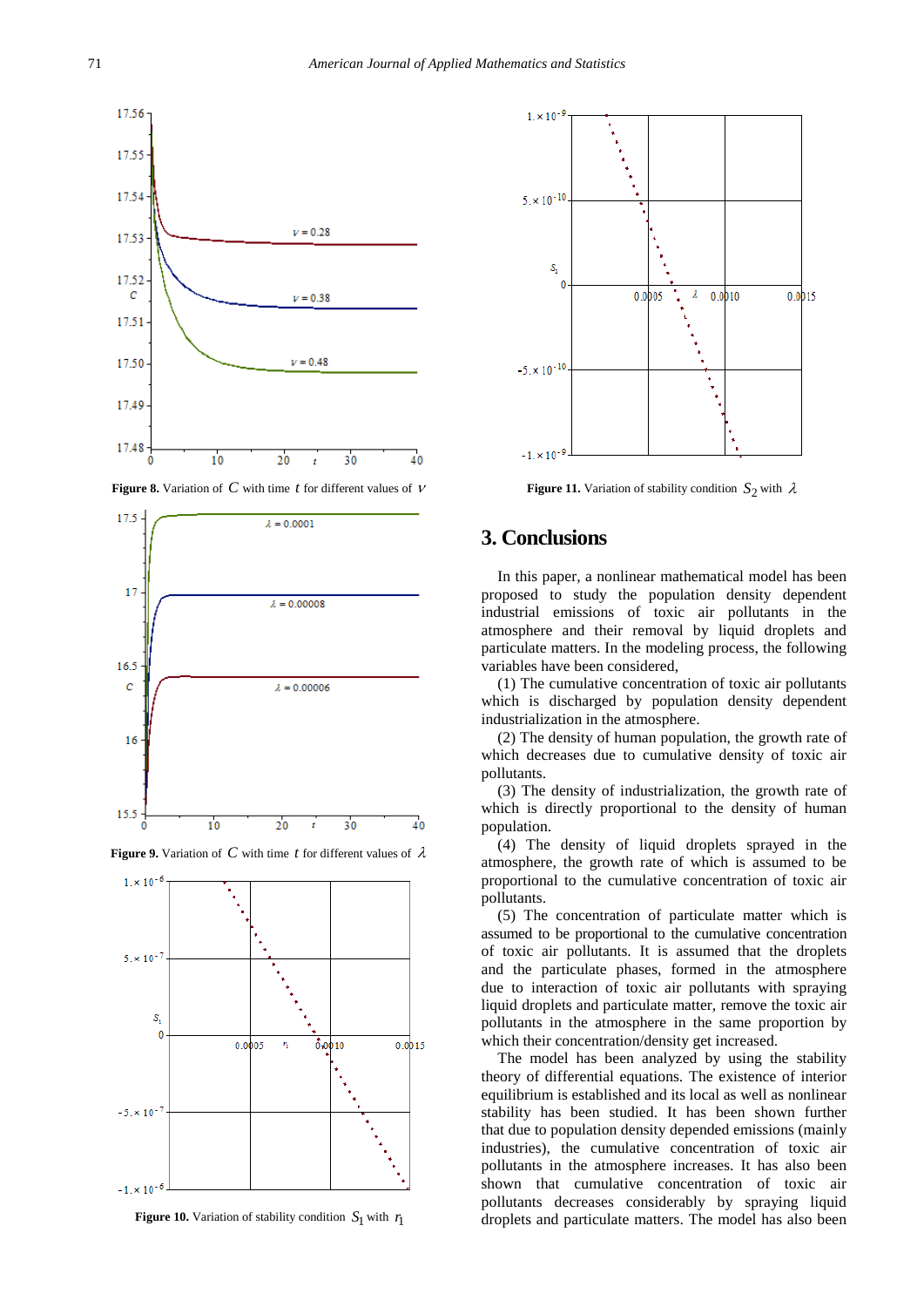Figure 8. Variation of $C$ with time $t$ for different values of $\nu$

Figure 9. Variation of $C$ with time $t$ for different values of $\lambda$

Figure 10. Variation of stability condition $S_1$ with $r_1$

Figure 11. Variation of stability condition $S_2$ with $\lambda$

## 3. Conclusions

In this paper, a nonlinear mathematical model has been proposed to study the population density dependent industrial emissions of toxic air pollutants in the atmosphere and their removal by liquid droplets and particulate matters. In the modeling process, the following variables have been considered,

(1) The cumulative concentration of toxic air pollutants which is discharged by population density dependent industrialization in the atmosphere.

(2) The density of human population, the growth rate of which decreases due to cumulative density of toxic air pollutants.

(3) The density of industrialization, the growth rate of which is directly proportional to the density of human population.

(4) The density of liquid droplets sprayed in the atmosphere, the growth rate of which is assumed to be proportional to the cumulative concentration of toxic air pollutants.

(5) The concentration of particulate matter which is assumed to be proportional to the cumulative concentration of toxic air pollutants. It is assumed that the droplets and the particulate phases, formed in the atmosphere due to interaction of toxic air pollutants with spraying liquid droplets and particulate matter, remove the toxic air pollutants in the atmosphere in the same proportion by which their concentration/density get increased.

The model has been analyzed by using the stability theory of differential equations. The existence of interior equilibrium is established and its local as well as nonlinear stability has been studied. It has been shown further that due to population density depended emissions (mainly industries), the cumulative concentration of toxic air pollutants in the atmosphere increases. It has also been shown that cumulative concentration of toxic air pollutants decreases considerably by spraying liquid droplets and particulate matters. The model has also been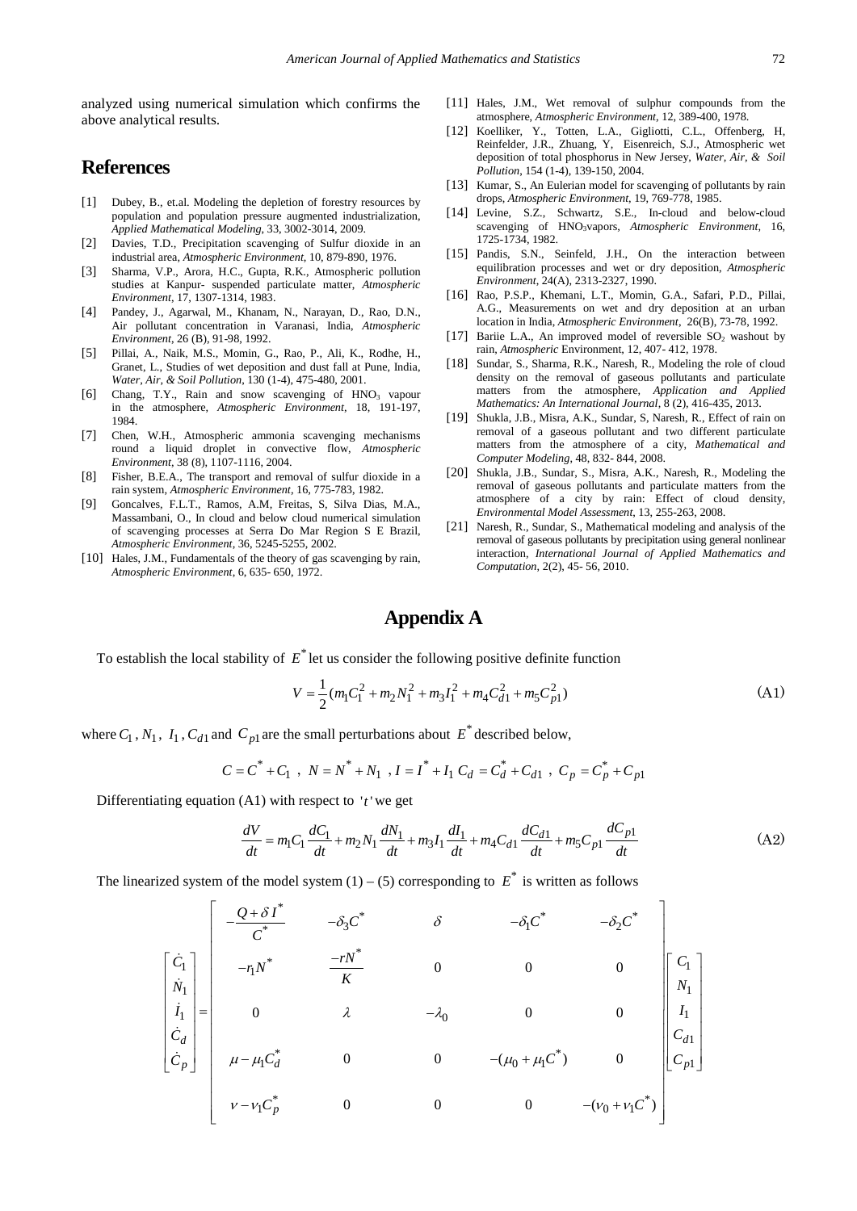analyzed using numerical simulation which confirms the above analytical results.

## References

[1] Dubey, B., et.al. Modeling the depletion of forestry resources by population and population pressure augmented industrialization, *Applied Mathematical Modeling*, 33, 3002-3014, 2009.

[2] Davies, T.D., Precipitation scavenging of Sulfur dioxide in an industrial area, *Atmospheric Environment*, 10, 879-890, 1976.

[3] Sharma, V.P., Arora, H.C., Gupta, R.K., Atmospheric pollution studies at Kanpur- suspended particulate matter, *Atmospheric Environment*, 17, 1307-1314, 1983.

[4] Pandey, J., Agarwal, M., Khanam, N., Narayan, D., Rao, D.N., Air pollutant concentration in Varanasi, India, *Atmospheric Environment*, 26 (B), 91-98, 1992.

[5] Pillai, A., Naik, M.S., Momin, G., Rao, P., Ali, K., Rodhe, H., Granet, L., Studies of wet deposition and dust fall at Pune, India, *Water, Air, & Soil Pollution*, 130 (1-4), 475-480, 2001.

[6] Chang, T.Y., Rain and snow scavenging of $HNO_3$ vapour in the atmosphere, *Atmospheric Environment*, 18, 191-197, 1984.

[7] Chen, W.H., Atmospheric ammonia scavenging mechanisms round a liquid droplet in convective flow, *Atmospheric Environment*, 38 (8), 1107-1116, 2004.

[8] Fisher, B.E.A., The transport and removal of sulfur dioxide in a rain system, *Atmospheric Environment*, 16, 775-783, 1982.

[9] Goncalves, F.L.T., Ramos, A.M, Freitas, S, Silva Dias, M.A., Massambani, O., In cloud and below cloud numerical simulation of scavenging processes at Serra Do Mar Region S E Brazil, *Atmospheric Environment*, 36, 5245-5255, 2002.

[10] Hales, J.M., Fundamentals of the theory of gas scavenging by rain, *Atmospheric Environment*, 6, 635- 650, 1972.

[11] Hales, J.M., Wet removal of sulphur compounds from the atmosphere, *Atmospheric Environment*, 12, 389-400, 1978.

[12] Koelliker, Y., Totten, L.A., Gigliotti, C.L., Offenberg, H, Reinfelder, J.R., Zhuang, Y, Eisenreich, S.J., Atmospheric wet deposition of total phosphorus in New Jersey, *Water, Air, & Soil Pollution*, 154 (1-4), 139-150, 2004.

[13] Kumar, S., An Eulerian model for scavenging of pollutants by rain drops, *Atmospheric Environment*, 19, 769-778, 1985.

[14] Levine, S.Z., Schwartz, S.E., In-cloud and below-cloud scavenging of $HNO_3$vapors, *Atmospheric Environment*, 16, 1725-1734, 1982.

[15] Pandis, S.N., Seinfeld, J.H., On the interaction between equilibration processes and wet or dry deposition, *Atmospheric Environment*, 24(A), 2313-2327, 1990.

[16] Rao, P.S.P., Khemani, L.T., Momin, G.A., Safari, P.D., Pillai, A.G., Measurements on wet and dry deposition at an urban location in India, *Atmospheric Environment*, 26(B), 73-78, 1992.

[17] Bariie L.A., An improved model of reversible $SO_2$ washout by rain, *Atmospheric* Environment, 12, 407- 412, 1978.

[18] Sundar, S., Sharma, R.K., Naresh, R., Modeling the role of cloud density on the removal of gaseous pollutants and particulate matters from the atmosphere, *Application and Applied Mathematics: An International Journal*, 8 (2), 416-435, 2013.

[19] Shukla, J.B., Misra, A.K., Sundar, S, Naresh, R., Effect of rain on removal of a gaseous pollutant and two different particulate matters from the atmosphere of a city, *Mathematical and Computer Modeling*, 48, 832- 844, 2008.

[20] Shukla, J.B., Sundar, S., Misra, A.K., Naresh, R., Modeling the removal of gaseous pollutants and particulate matters from the atmosphere of a city by rain: Effect of cloud density, *Environmental Model Assessment*, 13, 255-263, 2008.

[21] Naresh, R., Sundar, S., Mathematical modeling and analysis of the removal of gaseous pollutants by precipitation using general nonlinear interaction, *International Journal of Applied Mathematics and Computation*, 2(2), 45- 56, 2010.

## Appendix A

To establish the local stability of $E^*$ let us consider the following positive definite function

$$V = \frac{1}{2}(m_1 C_1^2 + m_2 N_1^2 + m_3 I_1^2 + m_4 C_{d1}^2 + m_5 C_{p1}^2) \tag{A1}$$

where $C_1$, $N_1$, $I_1$, $C_{d1}$ and $C_{p1}$ are the small perturbations about $E^*$ described below,

$$C = C^* + C_1 \ , \ N = N^* + N_1 \ , I = I^* + I_1 \ C_d = C_d^* + C_{d1} \ , \ C_p = C_p^* + C_{p1}$$

Differentiating equation (A1) with respect to $'t'$ we get

$$\frac{dV}{dt} = m_1 C_1 \frac{dC_1}{dt} + m_2 N_1 \frac{dN_1}{dt} + m_3 I_1 \frac{dI_1}{dt} + m_4 C_{d1} \frac{dC_{d1}}{dt} + m_5 C_{p1} \frac{dC_{p1}}{dt} \tag{A2}$$

The linearized system of the model system (1) – (5) corresponding to $E^*$ is written as follows

$$\begin{bmatrix} \dot{C}_1 \\ \dot{N}_1 \\ \dot{I}_1 \\ \dot{C}_d \\ \dot{C}_p \end{bmatrix} = \begin{bmatrix} -\dfrac{Q+\delta I^*}{C^*} & -\delta_3 C^* & \delta & -\delta_1 C^* & -\delta_2 C^* \\ -r_1 N^* & \dfrac{-rN^*}{K} & 0 & 0 & 0 \\ 0 & \lambda & -\lambda_0 & 0 & 0 \\ \mu - \mu_1 C_d^* & 0 & 0 & -(\mu_0 + \mu_1 C^*) & 0 \\ \nu - \nu_1 C_p^* & 0 & 0 & 0 & -(\nu_0 + \nu_1 C^*) \end{bmatrix} \begin{bmatrix} C_1 \\ N_1 \\ I_1 \\ C_{d1} \\ C_{p1} \end{bmatrix}$$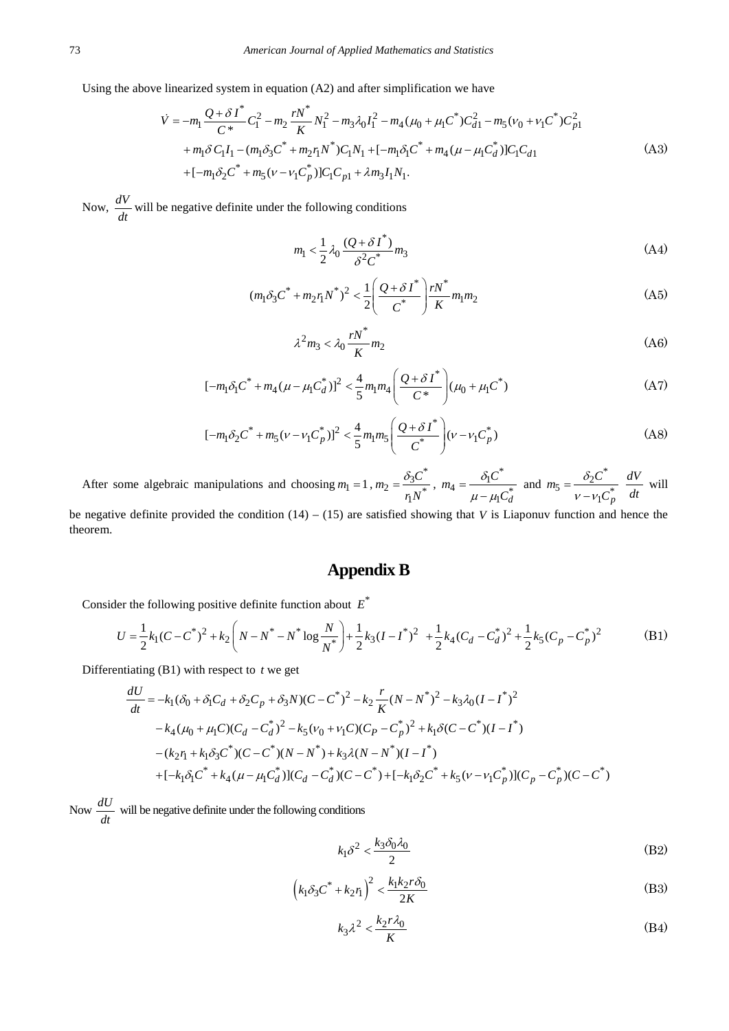Using the above linearized system in equation (A2) and after simplification we have

$$
\begin{aligned}
\dot{V} = & -m_1 \frac{Q+\delta I^*}{C^*} C_1^2 - m_2 \frac{rN^*}{K} N_1^2 - m_3 \lambda_0 I_1^2 - m_4(\mu_0 + \mu_1 C^*) C_{d1}^2 - m_5(\nu_0 + \nu_1 C^*) C_{p1}^2 \\
& + m_1 \delta C_1 I_1 - (m_1 \delta_3 C^* + m_2 r_1 N^*) C_1 N_1 + [-m_1 \delta_1 C^* + m_4(\mu - \mu_1 C_d^*)] C_1 C_{d1} \\
& + [-m_1 \delta_2 C^* + m_5(\nu - \nu_1 C_p^*)] C_1 C_{p1} + \lambda m_3 I_1 N_1.
\end{aligned} \tag{A3}
$$

Now, $\frac{dV}{dt}$ will be negative definite under the following conditions

$$
m_1 < \frac{1}{2} \lambda_0 \frac{(Q+\delta I^*)}{\delta^2 C^*} m_3 \tag{A4}
$$

$$
(m_1 \delta_3 C^* + m_2 r_1 N^*)^2 < \frac{1}{2} \left( \frac{Q+\delta I^*}{C^*} \right) \frac{rN^*}{K} m_1 m_2 \tag{A5}
$$

$$
\lambda^2 m_3 < \lambda_0 \frac{rN^*}{K} m_2 \tag{A6}
$$

$$
[-m_1 \delta_1 C^* + m_4(\mu - \mu_1 C_d^*)]^2 < \frac{4}{5} m_1 m_4 \left( \frac{Q+\delta I^*}{C^*} \right) (\mu_0 + \mu_1 C^*) \tag{A7}
$$

$$
[-m_1 \delta_2 C^* + m_5(\nu - \nu_1 C_p^*)]^2 < \frac{4}{5} m_1 m_5 \left( \frac{Q+\delta I^*}{C^*} \right) (\nu - \nu_1 C_p^*) \tag{A8}
$$

After some algebraic manipulations and choosing $m_1 = 1$, $m_2 = \frac{\delta_3 C^*}{r_1 N^*}$, $m_4 = \frac{\delta_1 C^*}{\mu - \mu_1 C_d^*}$ and $m_5 = \frac{\delta_2 C^*}{\nu - \nu_1 C_p^*}$ $\frac{dV}{dt}$ will be negative definite provided the condition (14) – (15) are satisfied showing that $V$ is Liaponuv function and hence the theorem.

## Appendix B

Consider the following positive definite function about $E^*$

$$
U = \frac{1}{2} k_1 (C - C^*)^2 + k_2 \left( N - N^* - N^* \log \frac{N}{N^*} \right) + \frac{1}{2} k_3 (I - I^*)^2 + \frac{1}{2} k_4 (C_d - C_d^*)^2 + \frac{1}{2} k_5 (C_p - C_p^*)^2 \tag{B1}
$$

Differentiating (B1) with respect to $t$ we get

$$
\begin{aligned}
\frac{dU}{dt} = & -k_1(\delta_0 + \delta_1 C_d + \delta_2 C_p + \delta_3 N)(C - C^*)^2 - k_2 \frac{r}{K} (N - N^*)^2 - k_3 \lambda_0 (I - I^*)^2 \\
& - k_4(\mu_0 + \mu_1 C)(C_d - C_d^*)^2 - k_5(\nu_0 + \nu_1 C)(C_P - C_p^*)^2 + k_1 \delta (C - C^*)(I - I^*) \\
& - (k_2 r_1 + k_1 \delta_3 C^*)(C - C^*)(N - N^*) + k_3 \lambda (N - N^*)(I - I^*) \\
& + [-k_1 \delta_1 C^* + k_4(\mu - \mu_1 C_d^*)](C_d - C_d^*)(C - C^*) + [-k_1 \delta_2 C^* + k_5(\nu - \nu_1 C_p^*)](C_p - C_p^*)(C - C^*)
\end{aligned}
$$

Now $\frac{dU}{dt}$ will be negative definite under the following conditions

$$
k_1 \delta^2 < \frac{k_3 \delta_0 \lambda_0}{2} \tag{B2}
$$

$$
\left( k_1 \delta_3 C^* + k_2 r_1 \right)^2 < \frac{k_1 k_2 r \delta_0}{2K} \tag{B3}
$$

$$
k_3 \lambda^2 < \frac{k_2 r \lambda_0}{K} \tag{B4}
$$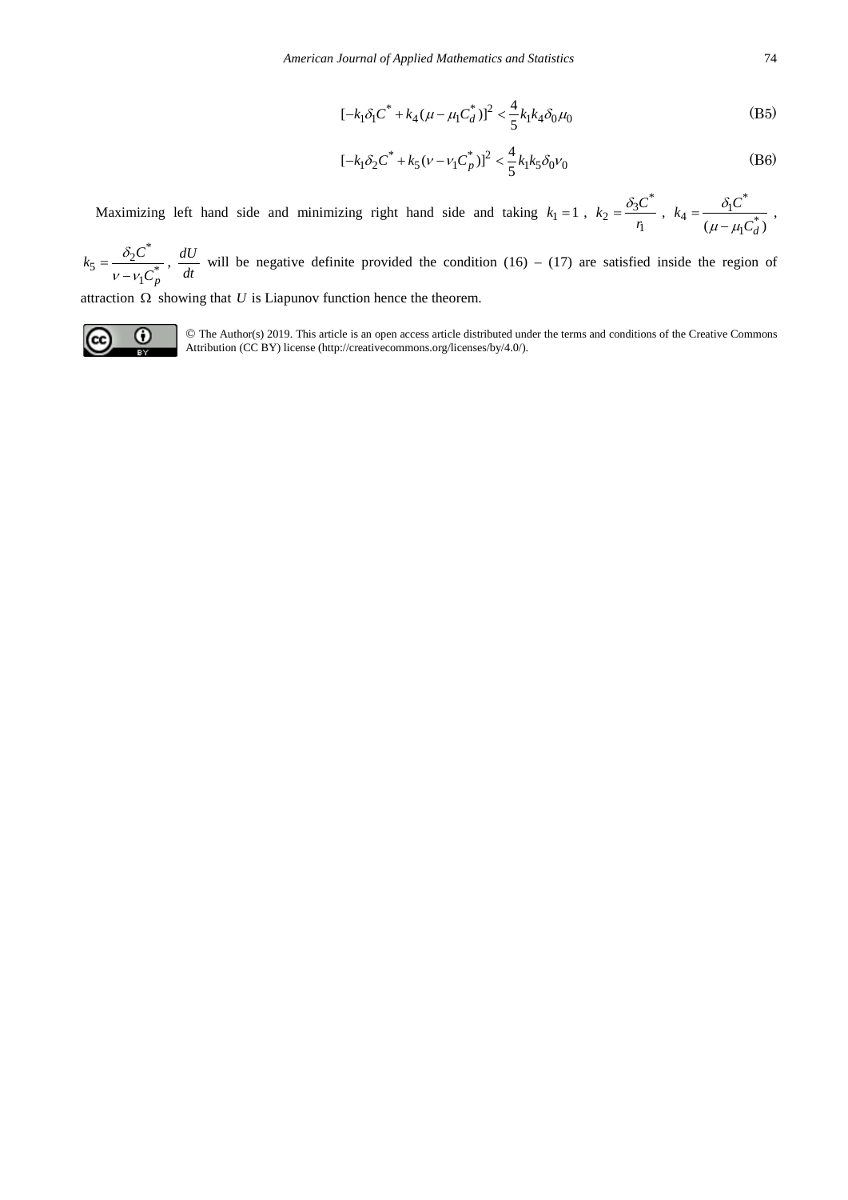$$[-k_1\delta_1 C^* + k_4(\mu - \mu_1 C_d^*)]^2 < \frac{4}{5} k_1 k_4 \delta_0 \mu_0 \tag{B5}$$

$$[-k_1\delta_2 C^* + k_5(\nu - \nu_1 C_p^*)]^2 < \frac{4}{5} k_1 k_5 \delta_0 \nu_0 \tag{B6}$$

Maximizing left hand side and minimizing right hand side and taking $k_1 = 1$, $k_2 = \frac{\delta_3 C^*}{r_1}$, $k_4 = \frac{\delta_1 C^*}{(\mu - \mu_1 C_d^*)}$, $k_5 = \frac{\delta_2 C^*}{\nu - \nu_1 C_p^*}$, $\frac{dU}{dt}$ will be negative definite provided the condition (16) – (17) are satisfied inside the region of attraction $\Omega$ showing that $U$ is Liapunov function hence the theorem.

© The Author(s) 2019. This article is an open access article distributed under the terms and conditions of the Creative Commons Attribution (CC BY) license (http://creativecommons.org/licenses/by/4.0/).